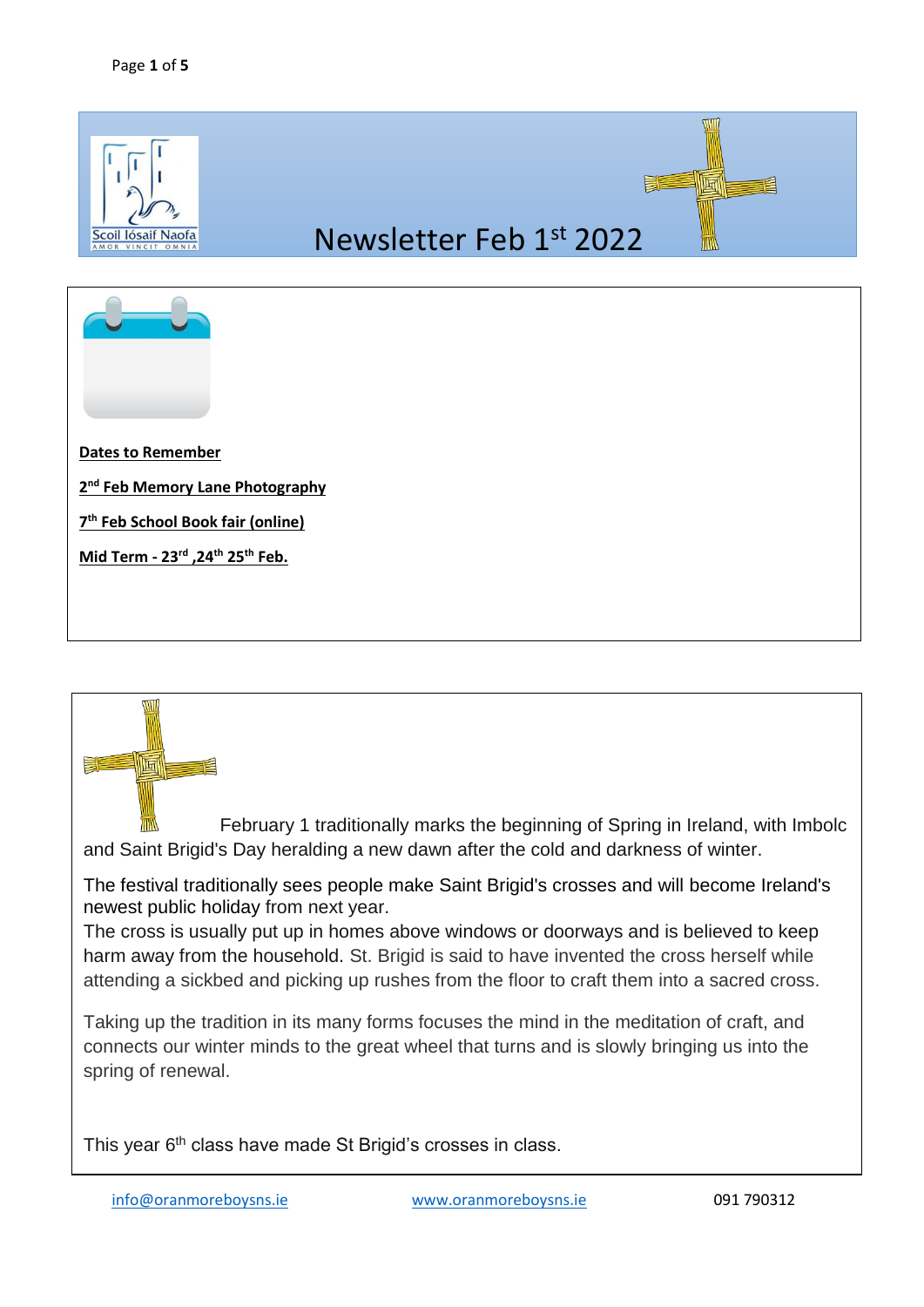Scoil Íosaif Naofa

AMOR VINCIT OMNIA

# Newsletter Feb 1st 2022

**Dates to Remember**

**2nd Feb Memory Lane Photography**

**7th Feb School Book fair (online)**

**Mid Term - 23rd ,24th 25th Feb.**

February 1 traditionally marks the beginning of Spring in Ireland, with Imbolc and Saint Brigid's Day heralding a new dawn after the cold and darkness of winter.

The festival traditionally sees people make Saint Brigid's crosses and will become Ireland's newest public holiday from next year.
The cross is usually put up in homes above windows or doorways and is believed to keep harm away from the household. St. Brigid is said to have invented the cross herself while attending a sickbed and picking up rushes from the floor to craft them into a sacred cross.

Taking up the tradition in its many forms focuses the mind in the meditation of craft, and connects our winter minds to the great wheel that turns and is slowly bringing us into the spring of renewal.

This year 6th class have made St Brigid's crosses in class.

info@oranmoreboysns.ie www.oranmoreboysns.ie 091 790312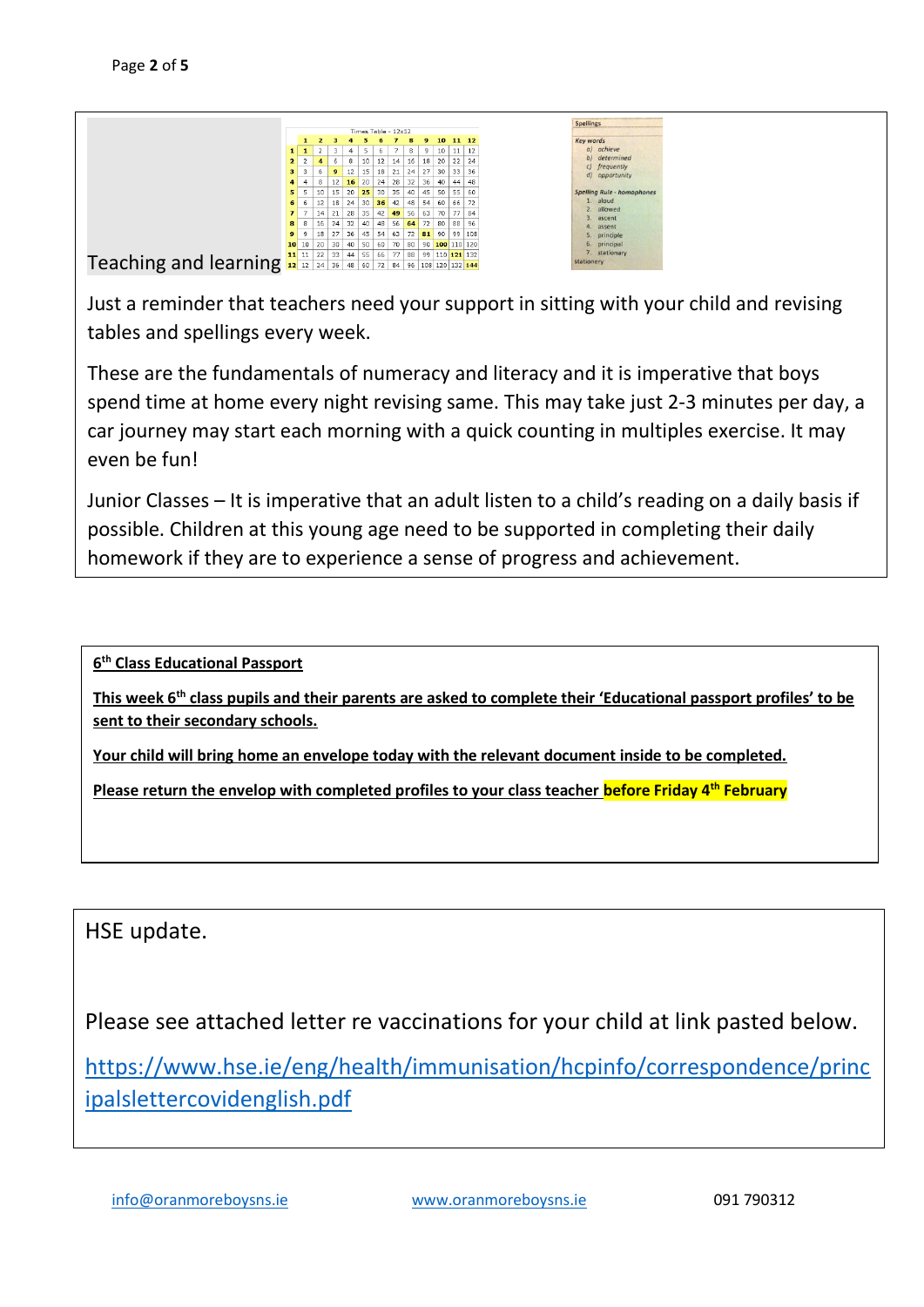## Teaching and learning

| Times Table - 12x12 | 1 | 2 | 3 | 4 | 5 | 6 | 7 | 8 | 9 | 10 | 11 | 12 |
|---|---|---|---|---|---|---|---|---|---|---|---|---|
| 1 | 1 | 2 | 3 | 4 | 5 | 6 | 7 | 8 | 9 | 10 | 11 | 12 |
| 2 | 2 | 4 | 6 | 8 | 10 | 12 | 14 | 16 | 18 | 20 | 22 | 24 |
| 3 | 3 | 6 | 9 | 12 | 15 | 18 | 21 | 24 | 27 | 30 | 33 | 36 |
| 4 | 4 | 8 | 12 | 16 | 20 | 24 | 28 | 32 | 36 | 40 | 44 | 48 |
| 5 | 5 | 10 | 15 | 20 | 25 | 30 | 35 | 40 | 45 | 50 | 55 | 60 |
| 6 | 6 | 12 | 18 | 24 | 30 | 36 | 42 | 48 | 54 | 60 | 66 | 72 |
| 7 | 7 | 14 | 21 | 28 | 35 | 42 | 49 | 56 | 63 | 70 | 77 | 84 |
| 8 | 8 | 16 | 24 | 32 | 40 | 48 | 56 | 64 | 72 | 80 | 88 | 96 |
| 9 | 9 | 18 | 27 | 36 | 45 | 54 | 63 | 72 | 81 | 90 | 99 | 108 |
| 10 | 10 | 20 | 30 | 40 | 50 | 60 | 70 | 80 | 90 | 100 | 110 | 120 |
| 11 | 11 | 22 | 33 | 44 | 55 | 66 | 77 | 88 | 99 | 110 | 121 | 132 |
| 12 | 12 | 24 | 36 | 48 | 60 | 72 | 84 | 96 | 108 | 120 | 132 | 144 |

Spellings

*Key words*
- *a) achieve*
- *b) determined*
- *c) frequently*
- *d) opportunity*

*Spelling Rule - homophones*
1. aloud
2. allowed
3. ascent
4. assent
5. principle
6. principal
7. stationary

stationery

Just a reminder that teachers need your support in sitting with your child and revising tables and spellings every week.

These are the fundamentals of numeracy and literacy and it is imperative that boys spend time at home every night revising same. This may take just 2-3 minutes per day, a car journey may start each morning with a quick counting in multiples exercise. It may even be fun!

Junior Classes – It is imperative that an adult listen to a child's reading on a daily basis if possible. Children at this young age need to be supported in completing their daily homework if they are to experience a sense of progress and achievement.

**6th Class Educational Passport**

**This week 6th class pupils and their parents are asked to complete their 'Educational passport profiles' to be sent to their secondary schools.**

**Your child will bring home an envelope today with the relevant document inside to be completed.**

**Please return the envelop with completed profiles to your class teacher before Friday 4th February**

HSE update.

Please see attached letter re vaccinations for your child at link pasted below.

https://www.hse.ie/eng/health/immunisation/hcpinfo/correspondence/principalslettercovidenglish.pdf

info@oranmoreboysns.ie www.oranmoreboysns.ie 091 790312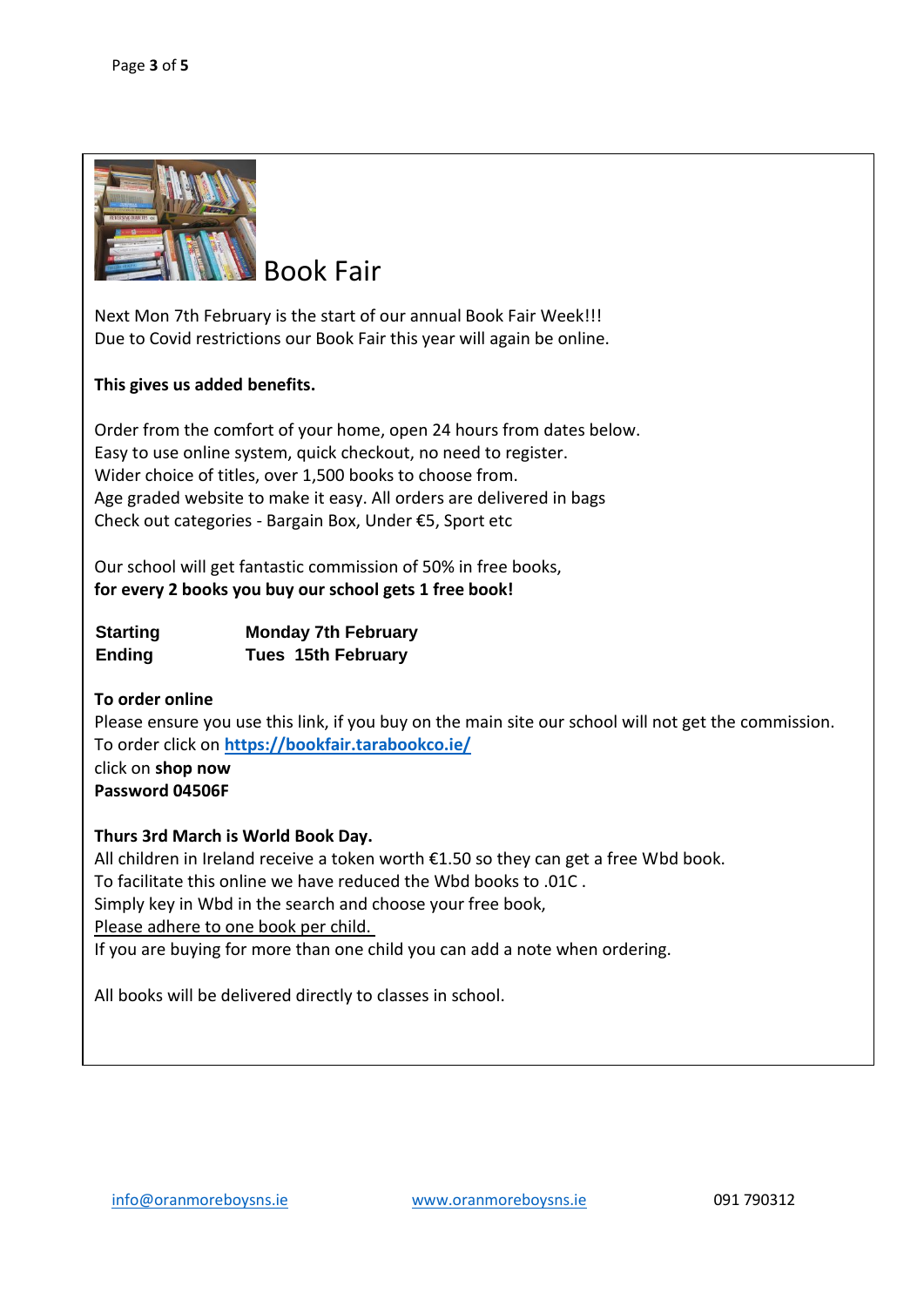# Book Fair

Next Mon 7th February is the start of our annual Book Fair Week!!!
Due to Covid restrictions our Book Fair this year will again be online.

**This gives us added benefits.**

Order from the comfort of your home, open 24 hours from dates below.
Easy to use online system, quick checkout, no need to register.
Wider choice of titles, over 1,500 books to choose from.
Age graded website to make it easy. All orders are delivered in bags
Check out categories - Bargain Box, Under €5, Sport etc

Our school will get fantastic commission of 50% in free books,
**for every 2 books you buy our school gets 1 free book!**

| | |
|---|---|
| **Starting** | **Monday 7th February** |
| **Ending** | **Tues 15th February** |

**To order online**
Please ensure you use this link, if you buy on the main site our school will not get the commission.
To order click on **https://bookfair.tarabookco.ie/**
click on **shop now**
**Password 04506F**

**Thurs 3rd March is World Book Day.**
All children in Ireland receive a token worth €1.50 so they can get a free Wbd book.
To facilitate this online we have reduced the Wbd books to .01C .
Simply key in Wbd in the search and choose your free book,
Please adhere to one book per child.
If you are buying for more than one child you can add a note when ordering.

All books will be delivered directly to classes in school.

info@oranmoreboysns.ie www.oranmoreboysns.ie 091 790312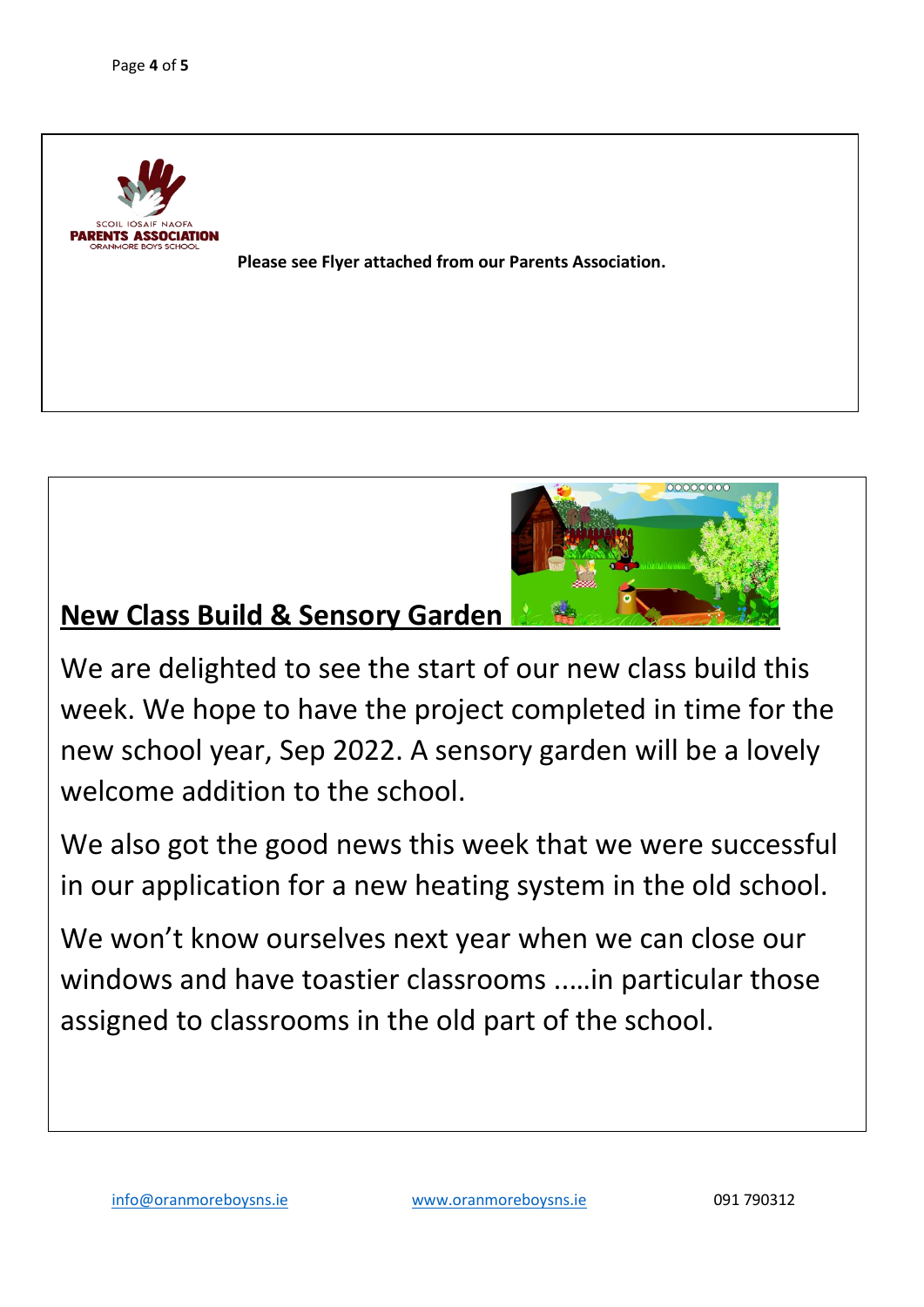Please see Flyer attached from our Parents Association.

## New Class Build & Sensory Garden

We are delighted to see the start of our new class build this week. We hope to have the project completed in time for the new school year, Sep 2022. A sensory garden will be a lovely welcome addition to the school.

We also got the good news this week that we were successful in our application for a new heating system in the old school.

We won't know ourselves next year when we can close our windows and have toastier classrooms .....in particular those assigned to classrooms in the old part of the school.

info@oranmoreboysns.ie www.oranmoreboysns.ie 091 790312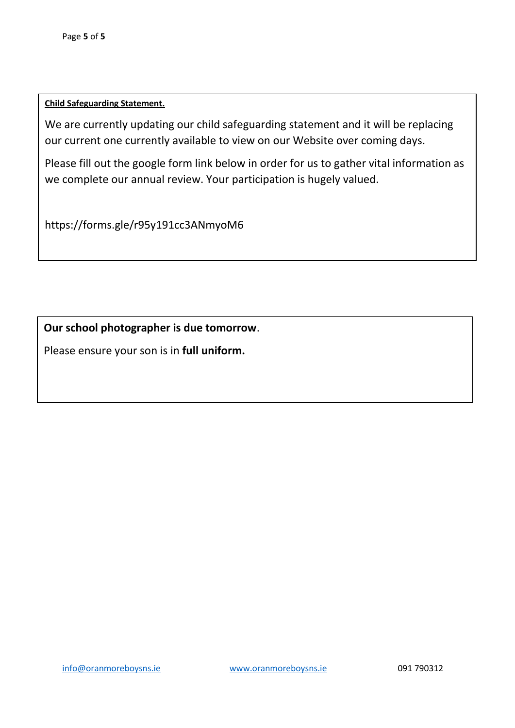**Child Safeguarding Statement.**

We are currently updating our child safeguarding statement and it will be replacing our current one currently available to view on our Website over coming days.

Please fill out the google form link below in order for us to gather vital information as we complete our annual review. Your participation is hugely valued.

https://forms.gle/r95y191cc3ANmyoM6

**Our school photographer is due tomorrow**.

Please ensure your son is in **full uniform.**

info@oranmoreboysns.ie www.oranmoreboysns.ie 091 790312